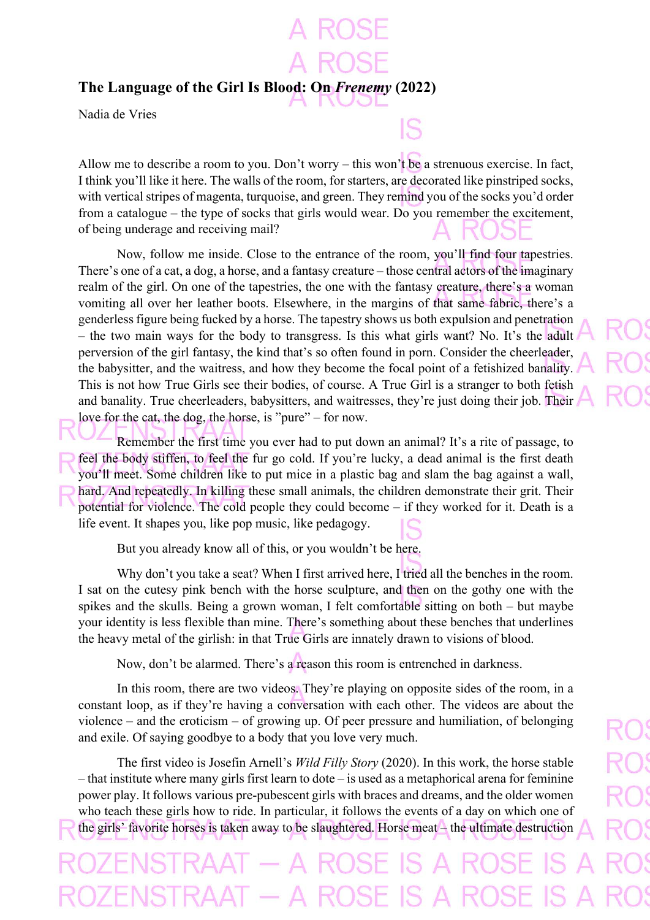**The Language of the Girl Is Blood: On *Frenemy* (2022)**

Nadia de Vries

Allow me to describe a room to you. Don't worry – this won't be a strenuous exercise. In fact, I think you'll like it here. The walls of the room, for starters, are decorated like pinstriped socks, with vertical stripes of magenta, turquoise, and green. They remind you of the socks you'd order from a catalogue – the type of socks that girls would wear. Do you remember the excitement, of being underage and receiving mail?

Now, follow me inside. Close to the entrance of the room, you'll find four tapestries. There's one of a cat, a dog, a horse, and a fantasy creature – those central actors of the imaginary realm of the girl. On one of the tapestries, the one with the fantasy creature, there's a woman vomiting all over her leather boots. Elsewhere, in the margins of that same fabric, there's a genderless figure being fucked by a horse. The tapestry shows us both expulsion and penetration – the two main ways for the body to transgress. Is this what girls want? No. It's the adult perversion of the girl fantasy, the kind that's so often found in porn. Consider the cheerleader, the babysitter, and the waitress, and how they become the focal point of a fetishized banality. This is not how True Girls see their bodies, of course. A True Girl is a stranger to both fetish and banality. True cheerleaders, babysitters, and waitresses, they're just doing their job. Their love for the cat, the dog, the horse, is "pure" – for now.

Remember the first time you ever had to put down an animal? It's a rite of passage, to feel the body stiffen, to feel the fur go cold. If you're lucky, a dead animal is the first death you'll meet. Some children like to put mice in a plastic bag and slam the bag against a wall, hard. And repeatedly. In killing these small animals, the children demonstrate their grit. Their potential for violence. The cold people they could become – if they worked for it. Death is a life event. It shapes you, like pop music, like pedagogy.

But you already know all of this, or you wouldn't be here.

Why don't you take a seat? When I first arrived here, I tried all the benches in the room. I sat on the cutesy pink bench with the horse sculpture, and then on the gothy one with the spikes and the skulls. Being a grown woman, I felt comfortable sitting on both – but maybe your identity is less flexible than mine. There's something about these benches that underlines the heavy metal of the girlish: in that True Girls are innately drawn to visions of blood.

Now, don't be alarmed. There's a reason this room is entrenched in darkness.

In this room, there are two videos. They're playing on opposite sides of the room, in a constant loop, as if they're having a conversation with each other. The videos are about the violence – and the eroticism – of growing up. Of peer pressure and humiliation, of belonging and exile. Of saying goodbye to a body that you love very much.

The first video is Josefin Arnell's *Wild Filly Story* (2020). In this work, the horse stable – that institute where many girls first learn to dote – is used as a metaphorical arena for feminine power play. It follows various pre-pubescent girls with braces and dreams, and the older women who teach these girls how to ride. In particular, it follows the events of a day on which one of the girls' favorite horses is taken away to be slaughtered. Horse meat – the ultimate destruction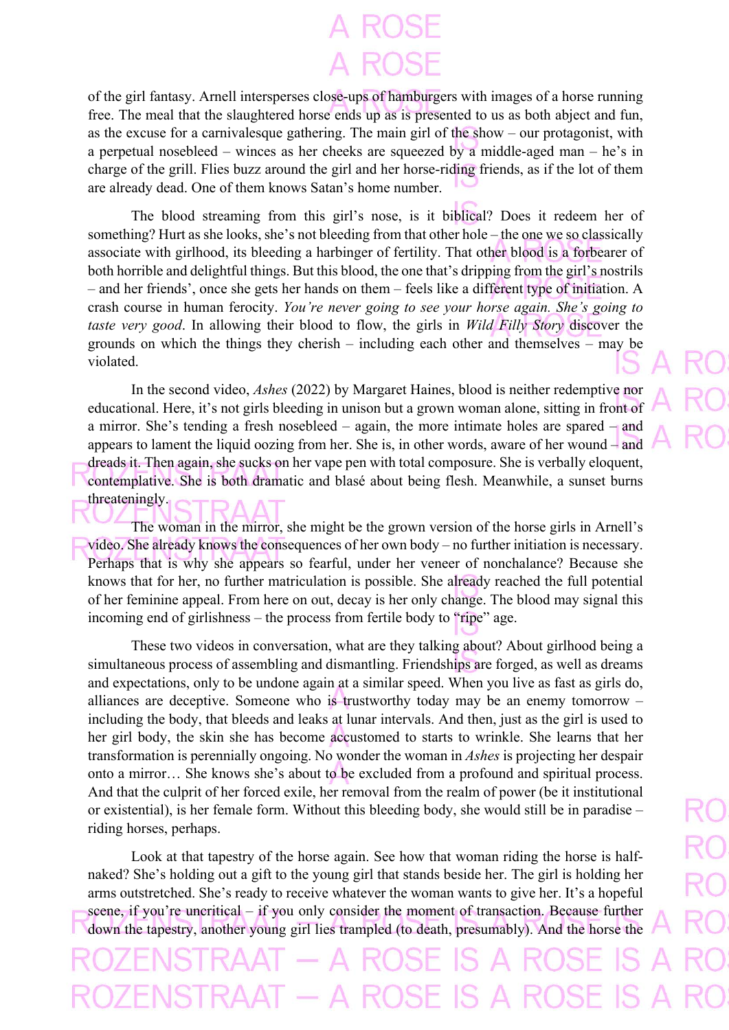of the girl fantasy. Arnell intersperses close-ups of hamburgers with images of a horse running free. The meal that the slaughtered horse ends up as is presented to us as both abject and fun, as the excuse for a carnivalesque gathering. The main girl of the show – our protagonist, with a perpetual nosebleed – winces as her cheeks are squeezed by a middle-aged man – he's in charge of the grill. Flies buzz around the girl and her horse-riding friends, as if the lot of them are already dead. One of them knows Satan's home number.

The blood streaming from this girl's nose, is it biblical? Does it redeem her of something? Hurt as she looks, she's not bleeding from that other hole – the one we so classically associate with girlhood, its bleeding a harbinger of fertility. That other blood is a forbearer of both horrible and delightful things. But this blood, the one that's dripping from the girl's nostrils – and her friends', once she gets her hands on them – feels like a different type of initiation. A crash course in human ferocity. *You're never going to see your horse again. She's going to taste very good*. In allowing their blood to flow, the girls in *Wild Filly Story* discover the grounds on which the things they cherish – including each other and themselves – may be violated.

In the second video, *Ashes* (2022) by Margaret Haines, blood is neither redemptive nor educational. Here, it's not girls bleeding in unison but a grown woman alone, sitting in front of a mirror. She's tending a fresh nosebleed – again, the more intimate holes are spared – and appears to lament the liquid oozing from her. She is, in other words, aware of her wound – and dreads it. Then again, she sucks on her vape pen with total composure. She is verbally eloquent, contemplative. She is both dramatic and blasé about being flesh. Meanwhile, a sunset burns threateningly.

The woman in the mirror, she might be the grown version of the horse girls in Arnell's video. She already knows the consequences of her own body – no further initiation is necessary. Perhaps that is why she appears so fearful, under her veneer of nonchalance? Because she knows that for her, no further matriculation is possible. She already reached the full potential of her feminine appeal. From here on out, decay is her only change. The blood may signal this incoming end of girlishness – the process from fertile body to "ripe" age.

These two videos in conversation, what are they talking about? About girlhood being a simultaneous process of assembling and dismantling. Friendships are forged, as well as dreams and expectations, only to be undone again at a similar speed. When you live as fast as girls do, alliances are deceptive. Someone who is trustworthy today may be an enemy tomorrow – including the body, that bleeds and leaks at lunar intervals. And then, just as the girl is used to her girl body, the skin she has become accustomed to starts to wrinkle. She learns that her transformation is perennially ongoing. No wonder the woman in *Ashes* is projecting her despair onto a mirror… She knows she's about to be excluded from a profound and spiritual process. And that the culprit of her forced exile, her removal from the realm of power (be it institutional or existential), is her female form. Without this bleeding body, she would still be in paradise – riding horses, perhaps.

Look at that tapestry of the horse again. See how that woman riding the horse is half-naked? She's holding out a gift to the young girl that stands beside her. The girl is holding her arms outstretched. She's ready to receive whatever the woman wants to give her. It's a hopeful scene, if you're uncritical – if you only consider the moment of transaction. Because further down the tapestry, another young girl lies trampled (to death, presumably). And the horse the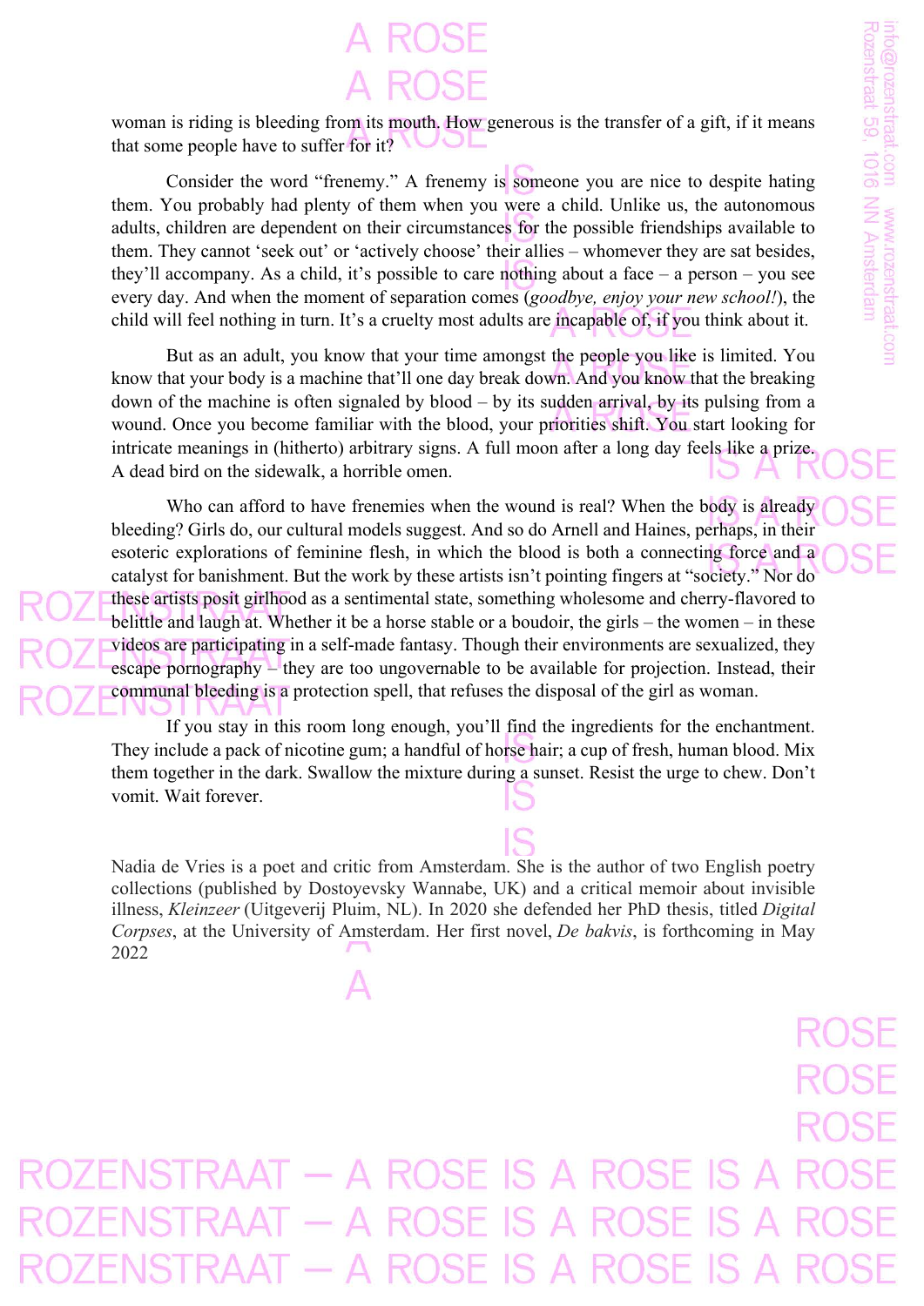woman is riding is bleeding from its mouth. How generous is the transfer of a gift, if it means that some people have to suffer for it?

Consider the word "frenemy." A frenemy is someone you are nice to despite hating them. You probably had plenty of them when you were a child. Unlike us, the autonomous adults, children are dependent on their circumstances for the possible friendships available to them. They cannot 'seek out' or 'actively choose' their allies – whomever they are sat besides, they'll accompany. As a child, it's possible to care nothing about a face – a person – you see every day. And when the moment of separation comes (*goodbye, enjoy your new school!*), the child will feel nothing in turn. It's a cruelty most adults are incapable of, if you think about it.

But as an adult, you know that your time amongst the people you like is limited. You know that your body is a machine that'll one day break down. And you know that the breaking down of the machine is often signaled by blood – by its sudden arrival, by its pulsing from a wound. Once you become familiar with the blood, your priorities shift. You start looking for intricate meanings in (hitherto) arbitrary signs. A full moon after a long day feels like a prize. A dead bird on the sidewalk, a horrible omen.

Who can afford to have frenemies when the wound is real? When the body is already bleeding? Girls do, our cultural models suggest. And so do Arnell and Haines, perhaps, in their esoteric explorations of feminine flesh, in which the blood is both a connecting force and a catalyst for banishment. But the work by these artists isn't pointing fingers at "society." Nor do these artists posit girlhood as a sentimental state, something wholesome and cherry-flavored to belittle and laugh at. Whether it be a horse stable or a boudoir, the girls – the women – in these videos are participating in a self-made fantasy. Though their environments are sexualized, they escape pornography – they are too ungovernable to be available for projection. Instead, their communal bleeding is a protection spell, that refuses the disposal of the girl as woman.

If you stay in this room long enough, you'll find the ingredients for the enchantment. They include a pack of nicotine gum; a handful of horse hair; a cup of fresh, human blood. Mix them together in the dark. Swallow the mixture during a sunset. Resist the urge to chew. Don't vomit. Wait forever.

Nadia de Vries is a poet and critic from Amsterdam. She is the author of two English poetry collections (published by Dostoyevsky Wannabe, UK) and a critical memoir about invisible illness, *Kleinzeer* (Uitgeverij Pluim, NL). In 2020 she defended her PhD thesis, titled *Digital Corpses*, at the University of Amsterdam. Her first novel, *De bakvis*, is forthcoming in May 2022